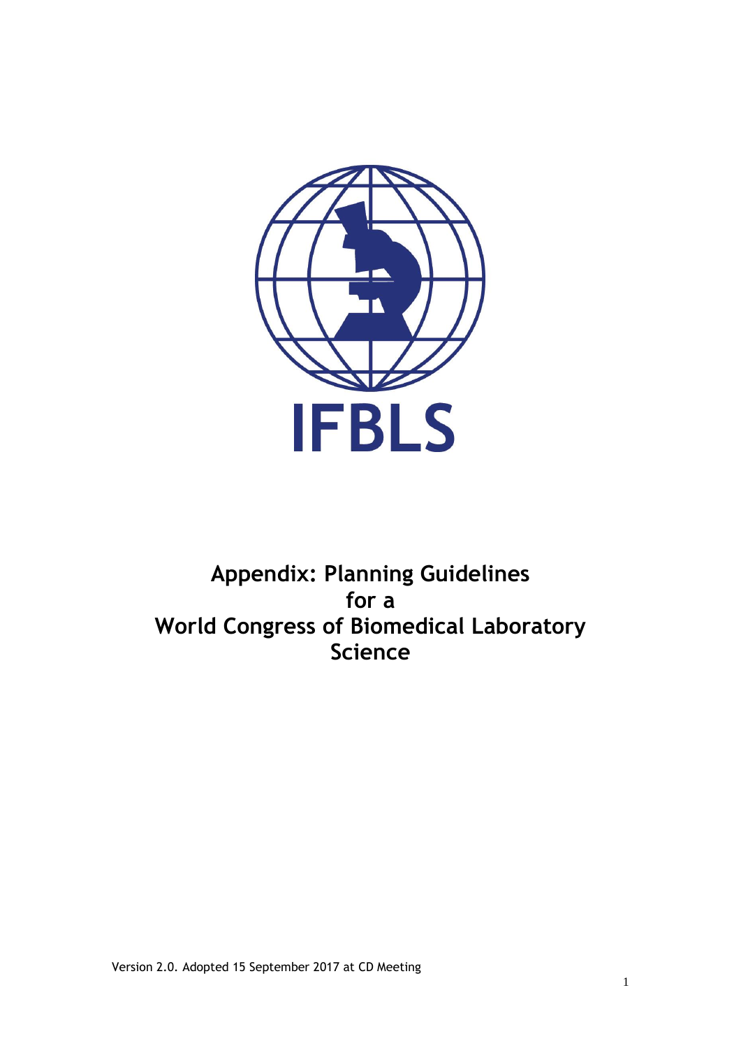IFBLS

# Appendix: Planning Guidelines for a World Congress of Biomedical Laboratory Science

Version 2.0. Adopted 15 September 2017 at CD Meeting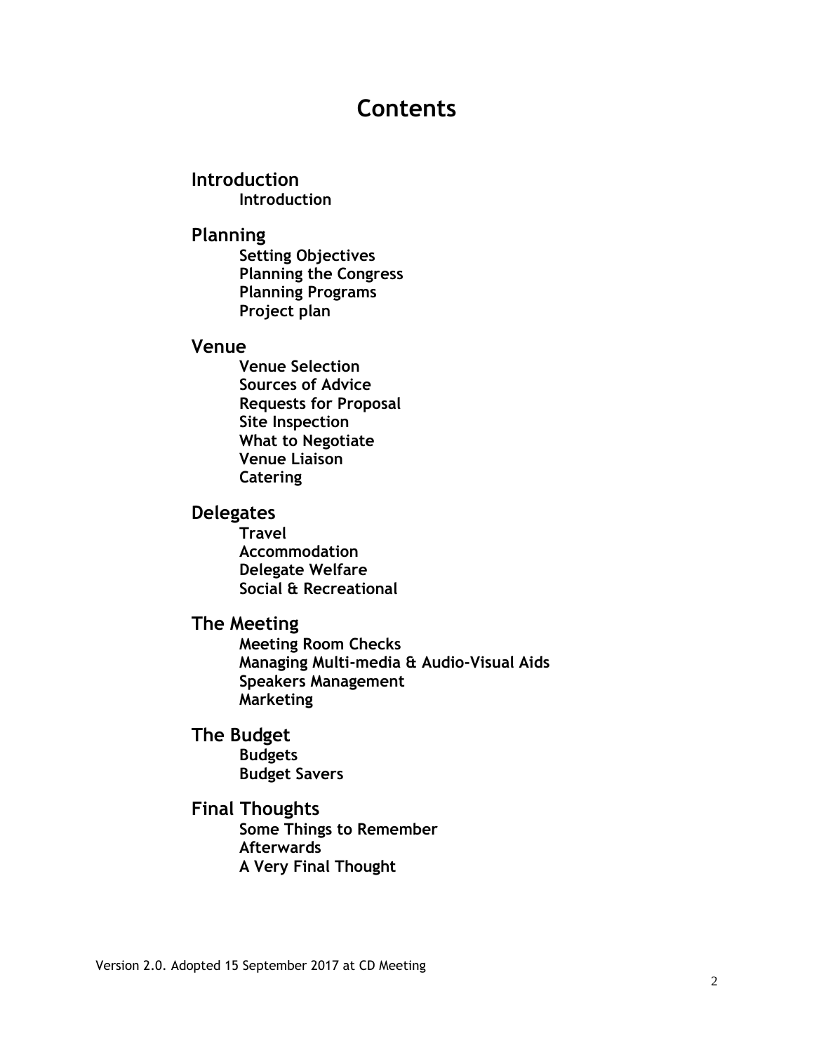# Contents

## Introduction

- **Introduction**

## Planning

- **Setting Objectives**
- **Planning the Congress**
- **Planning Programs**
- **Project plan**

## Venue

- **Venue Selection**
- **Sources of Advice**
- **Requests for Proposal**
- **Site Inspection**
- **What to Negotiate**
- **Venue Liaison**
- **Catering**

## Delegates

- **Travel**
- **Accommodation**
- **Delegate Welfare**
- **Social & Recreational**

## The Meeting

- **Meeting Room Checks**
- **Managing Multi-media & Audio-Visual Aids**
- **Speakers Management**
- **Marketing**

## The Budget

- **Budgets**
- **Budget Savers**

## Final Thoughts

- **Some Things to Remember**
- **Afterwards**
- **A Very Final Thought**

Version 2.0. Adopted 15 September 2017 at CD Meeting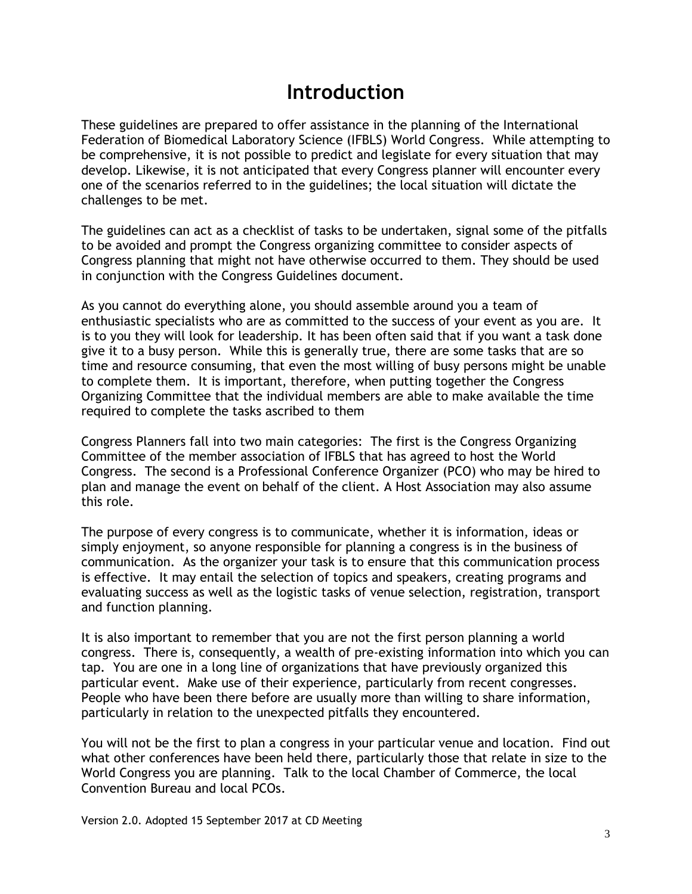# Introduction

These guidelines are prepared to offer assistance in the planning of the International Federation of Biomedical Laboratory Science (IFBLS) World Congress. While attempting to be comprehensive, it is not possible to predict and legislate for every situation that may develop. Likewise, it is not anticipated that every Congress planner will encounter every one of the scenarios referred to in the guidelines; the local situation will dictate the challenges to be met.

The guidelines can act as a checklist of tasks to be undertaken, signal some of the pitfalls to be avoided and prompt the Congress organizing committee to consider aspects of Congress planning that might not have otherwise occurred to them. They should be used in conjunction with the Congress Guidelines document.

As you cannot do everything alone, you should assemble around you a team of enthusiastic specialists who are as committed to the success of your event as you are. It is to you they will look for leadership. It has been often said that if you want a task done give it to a busy person. While this is generally true, there are some tasks that are so time and resource consuming, that even the most willing of busy persons might be unable to complete them. It is important, therefore, when putting together the Congress Organizing Committee that the individual members are able to make available the time required to complete the tasks ascribed to them

Congress Planners fall into two main categories: The first is the Congress Organizing Committee of the member association of IFBLS that has agreed to host the World Congress. The second is a Professional Conference Organizer (PCO) who may be hired to plan and manage the event on behalf of the client. A Host Association may also assume this role.

The purpose of every congress is to communicate, whether it is information, ideas or simply enjoyment, so anyone responsible for planning a congress is in the business of communication. As the organizer your task is to ensure that this communication process is effective. It may entail the selection of topics and speakers, creating programs and evaluating success as well as the logistic tasks of venue selection, registration, transport and function planning.

It is also important to remember that you are not the first person planning a world congress. There is, consequently, a wealth of pre-existing information into which you can tap. You are one in a long line of organizations that have previously organized this particular event. Make use of their experience, particularly from recent congresses. People who have been there before are usually more than willing to share information, particularly in relation to the unexpected pitfalls they encountered.

You will not be the first to plan a congress in your particular venue and location. Find out what other conferences have been held there, particularly those that relate in size to the World Congress you are planning. Talk to the local Chamber of Commerce, the local Convention Bureau and local PCOs.

Version 2.0. Adopted 15 September 2017 at CD Meeting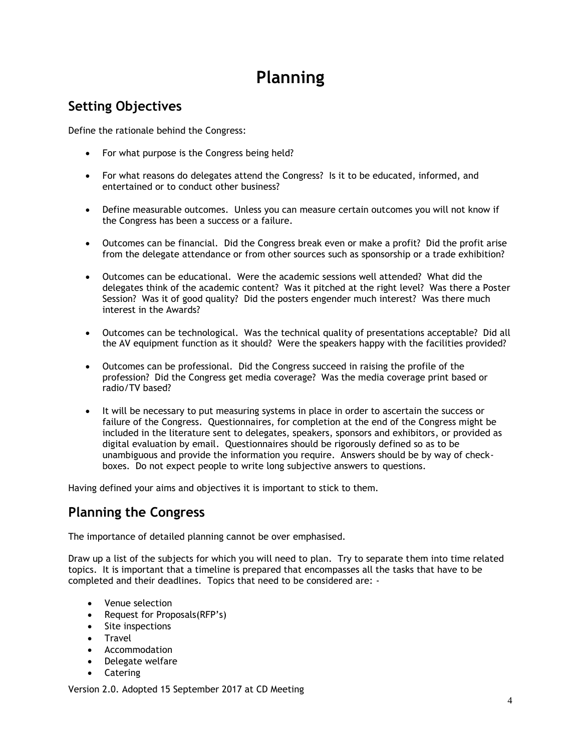# Planning

## Setting Objectives

Define the rationale behind the Congress:

- For what purpose is the Congress being held?
- For what reasons do delegates attend the Congress? Is it to be educated, informed, and entertained or to conduct other business?
- Define measurable outcomes. Unless you can measure certain outcomes you will not know if the Congress has been a success or a failure.
- Outcomes can be financial. Did the Congress break even or make a profit? Did the profit arise from the delegate attendance or from other sources such as sponsorship or a trade exhibition?
- Outcomes can be educational. Were the academic sessions well attended? What did the delegates think of the academic content? Was it pitched at the right level? Was there a Poster Session? Was it of good quality? Did the posters engender much interest? Was there much interest in the Awards?
- Outcomes can be technological. Was the technical quality of presentations acceptable? Did all the AV equipment function as it should? Were the speakers happy with the facilities provided?
- Outcomes can be professional. Did the Congress succeed in raising the profile of the profession? Did the Congress get media coverage? Was the media coverage print based or radio/TV based?
- It will be necessary to put measuring systems in place in order to ascertain the success or failure of the Congress. Questionnaires, for completion at the end of the Congress might be included in the literature sent to delegates, speakers, sponsors and exhibitors, or provided as digital evaluation by email. Questionnaires should be rigorously defined so as to be unambiguous and provide the information you require. Answers should be by way of check-boxes. Do not expect people to write long subjective answers to questions.

Having defined your aims and objectives it is important to stick to them.

## Planning the Congress

The importance of detailed planning cannot be over emphasised.

Draw up a list of the subjects for which you will need to plan. Try to separate them into time related topics. It is important that a timeline is prepared that encompasses all the tasks that have to be completed and their deadlines. Topics that need to be considered are: -

- Venue selection
- Request for Proposals(RFP's)
- Site inspections
- Travel
- Accommodation
- Delegate welfare
- Catering

Version 2.0. Adopted 15 September 2017 at CD Meeting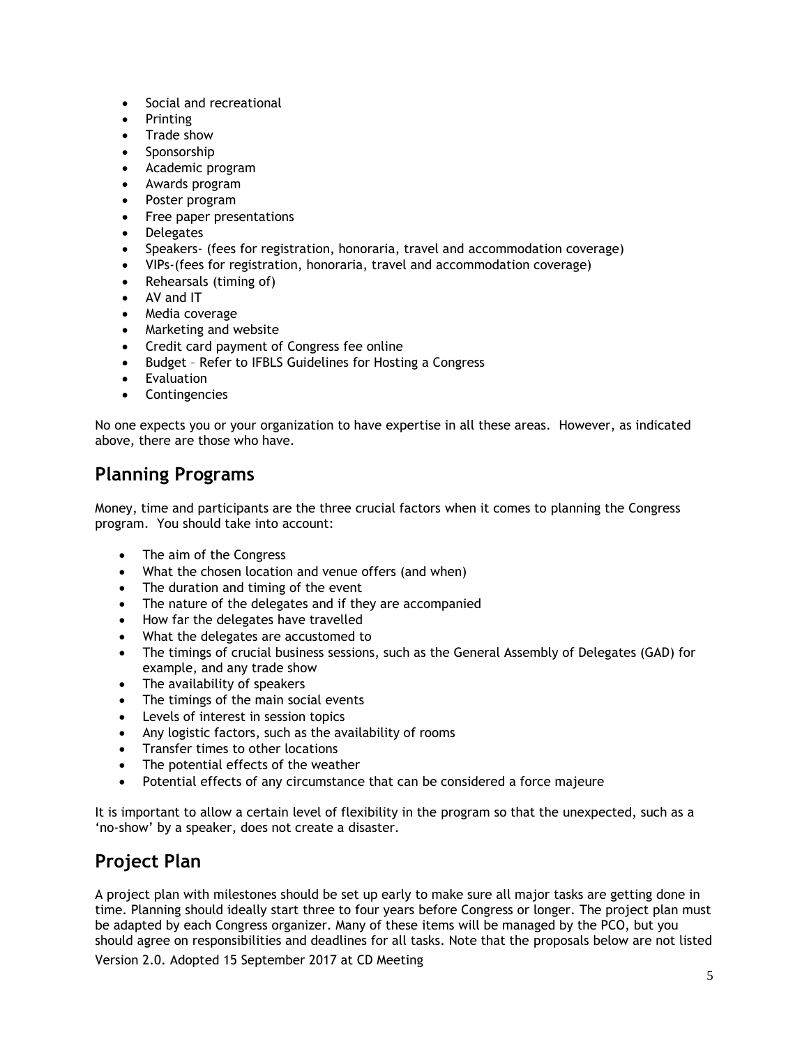- Social and recreational
- Printing
- Trade show
- Sponsorship
- Academic program
- Awards program
- Poster program
- Free paper presentations
- Delegates
- Speakers- (fees for registration, honoraria, travel and accommodation coverage)
- VIPs-(fees for registration, honoraria, travel and accommodation coverage)
- Rehearsals (timing of)
- AV and IT
- Media coverage
- Marketing and website
- Credit card payment of Congress fee online
- Budget – Refer to IFBLS Guidelines for Hosting a Congress
- Evaluation
- Contingencies

No one expects you or your organization to have expertise in all these areas. However, as indicated above, there are those who have.

## Planning Programs

Money, time and participants are the three crucial factors when it comes to planning the Congress program. You should take into account:

- The aim of the Congress
- What the chosen location and venue offers (and when)
- The duration and timing of the event
- The nature of the delegates and if they are accompanied
- How far the delegates have travelled
- What the delegates are accustomed to
- The timings of crucial business sessions, such as the General Assembly of Delegates (GAD) for example, and any trade show
- The availability of speakers
- The timings of the main social events
- Levels of interest in session topics
- Any logistic factors, such as the availability of rooms
- Transfer times to other locations
- The potential effects of the weather
- Potential effects of any circumstance that can be considered a force majeure

It is important to allow a certain level of flexibility in the program so that the unexpected, such as a 'no-show' by a speaker, does not create a disaster.

## Project Plan

A project plan with milestones should be set up early to make sure all major tasks are getting done in time. Planning should ideally start three to four years before Congress or longer. The project plan must be adapted by each Congress organizer. Many of these items will be managed by the PCO, but you should agree on responsibilities and deadlines for all tasks. Note that the proposals below are not listed

Version 2.0. Adopted 15 September 2017 at CD Meeting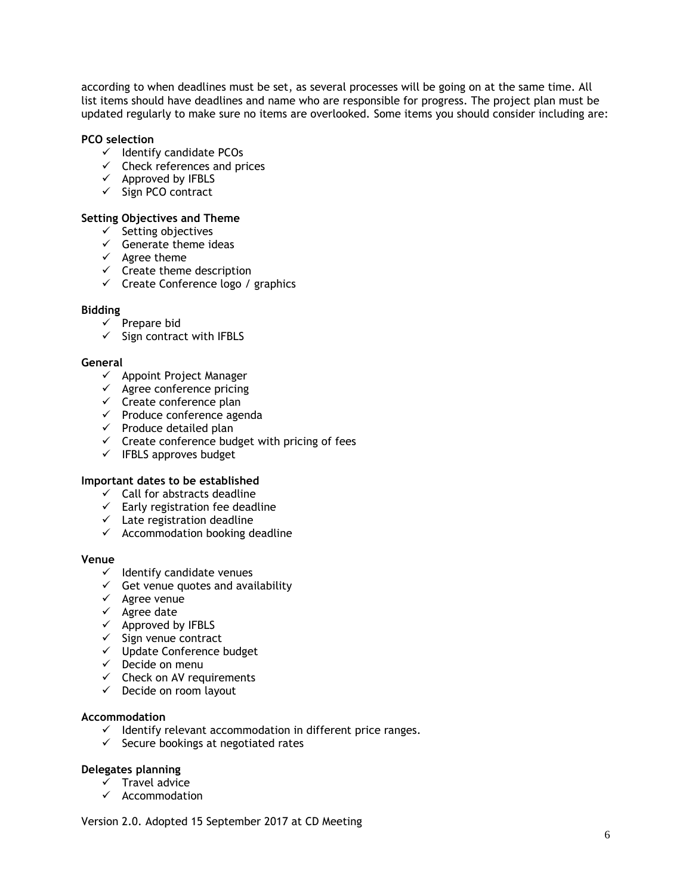according to when deadlines must be set, as several processes will be going on at the same time. All list items should have deadlines and name who are responsible for progress. The project plan must be updated regularly to make sure no items are overlooked. Some items you should consider including are:

**PCO selection**

- ✓ Identify candidate PCOs
- ✓ Check references and prices
- ✓ Approved by IFBLS
- ✓ Sign PCO contract

**Setting Objectives and Theme**

- ✓ Setting objectives
- ✓ Generate theme ideas
- ✓ Agree theme
- ✓ Create theme description
- ✓ Create Conference logo / graphics

**Bidding**

- ✓ Prepare bid
- ✓ Sign contract with IFBLS

**General**

- ✓ Appoint Project Manager
- ✓ Agree conference pricing
- ✓ Create conference plan
- ✓ Produce conference agenda
- ✓ Produce detailed plan
- ✓ Create conference budget with pricing of fees
- ✓ IFBLS approves budget

**Important dates to be established**

- ✓ Call for abstracts deadline
- ✓ Early registration fee deadline
- ✓ Late registration deadline
- ✓ Accommodation booking deadline

**Venue**

- ✓ Identify candidate venues
- ✓ Get venue quotes and availability
- ✓ Agree venue
- ✓ Agree date
- ✓ Approved by IFBLS
- ✓ Sign venue contract
- ✓ Update Conference budget
- ✓ Decide on menu
- ✓ Check on AV requirements
- ✓ Decide on room layout

**Accommodation**

- ✓ Identify relevant accommodation in different price ranges.
- ✓ Secure bookings at negotiated rates

**Delegates planning**

- ✓ Travel advice
- ✓ Accommodation

Version 2.0. Adopted 15 September 2017 at CD Meeting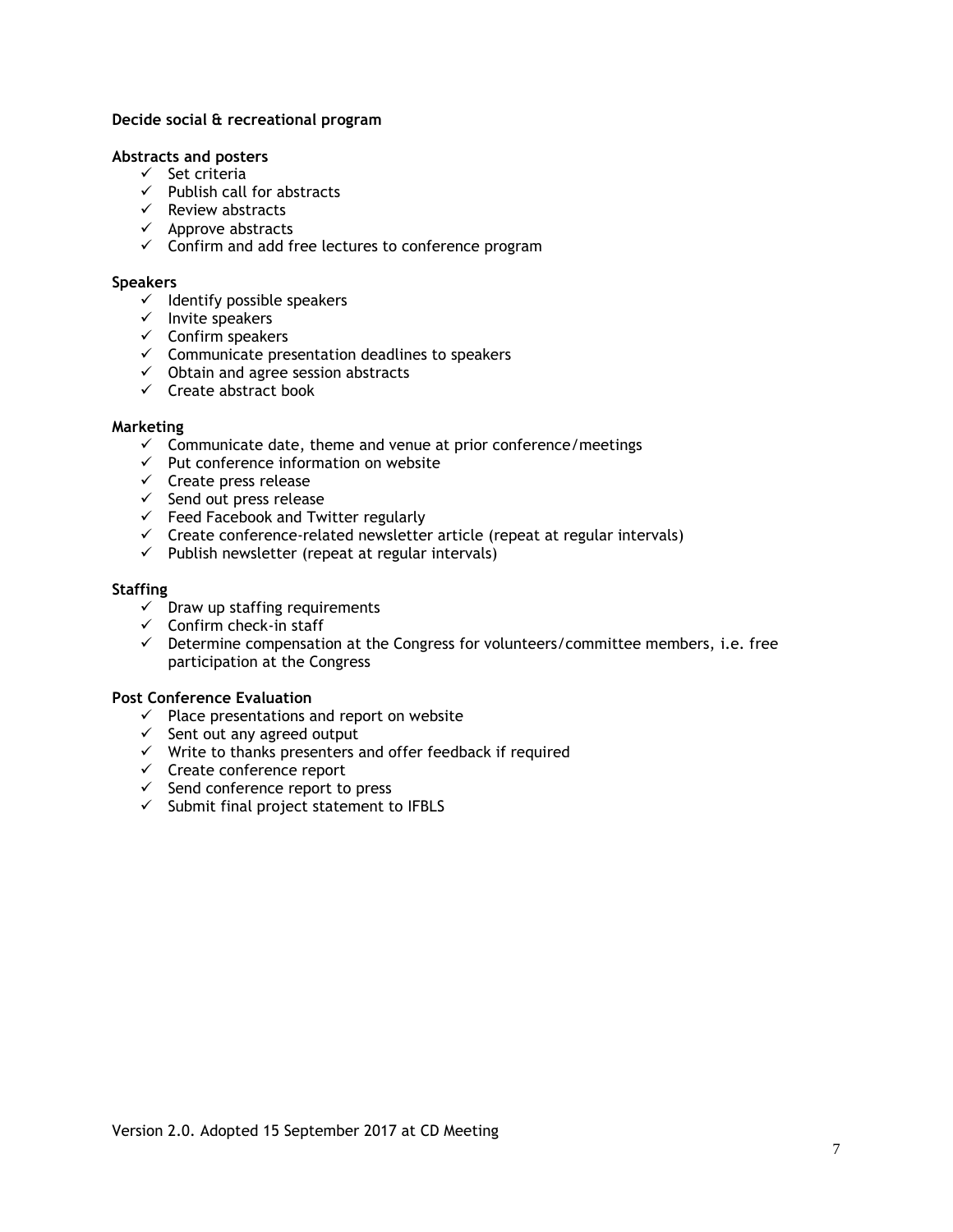**Decide social & recreational program**

**Abstracts and posters**

- ✓ Set criteria
- ✓ Publish call for abstracts
- ✓ Review abstracts
- ✓ Approve abstracts
- ✓ Confirm and add free lectures to conference program

**Speakers**

- ✓ Identify possible speakers
- ✓ Invite speakers
- ✓ Confirm speakers
- ✓ Communicate presentation deadlines to speakers
- ✓ Obtain and agree session abstracts
- ✓ Create abstract book

**Marketing**

- ✓ Communicate date, theme and venue at prior conference/meetings
- ✓ Put conference information on website
- ✓ Create press release
- ✓ Send out press release
- ✓ Feed Facebook and Twitter regularly
- ✓ Create conference-related newsletter article (repeat at regular intervals)
- ✓ Publish newsletter (repeat at regular intervals)

**Staffing**

- ✓ Draw up staffing requirements
- ✓ Confirm check-in staff
- ✓ Determine compensation at the Congress for volunteers/committee members, i.e. free participation at the Congress

**Post Conference Evaluation**

- ✓ Place presentations and report on website
- ✓ Sent out any agreed output
- ✓ Write to thanks presenters and offer feedback if required
- ✓ Create conference report
- ✓ Send conference report to press
- ✓ Submit final project statement to IFBLS

Version 2.0. Adopted 15 September 2017 at CD Meeting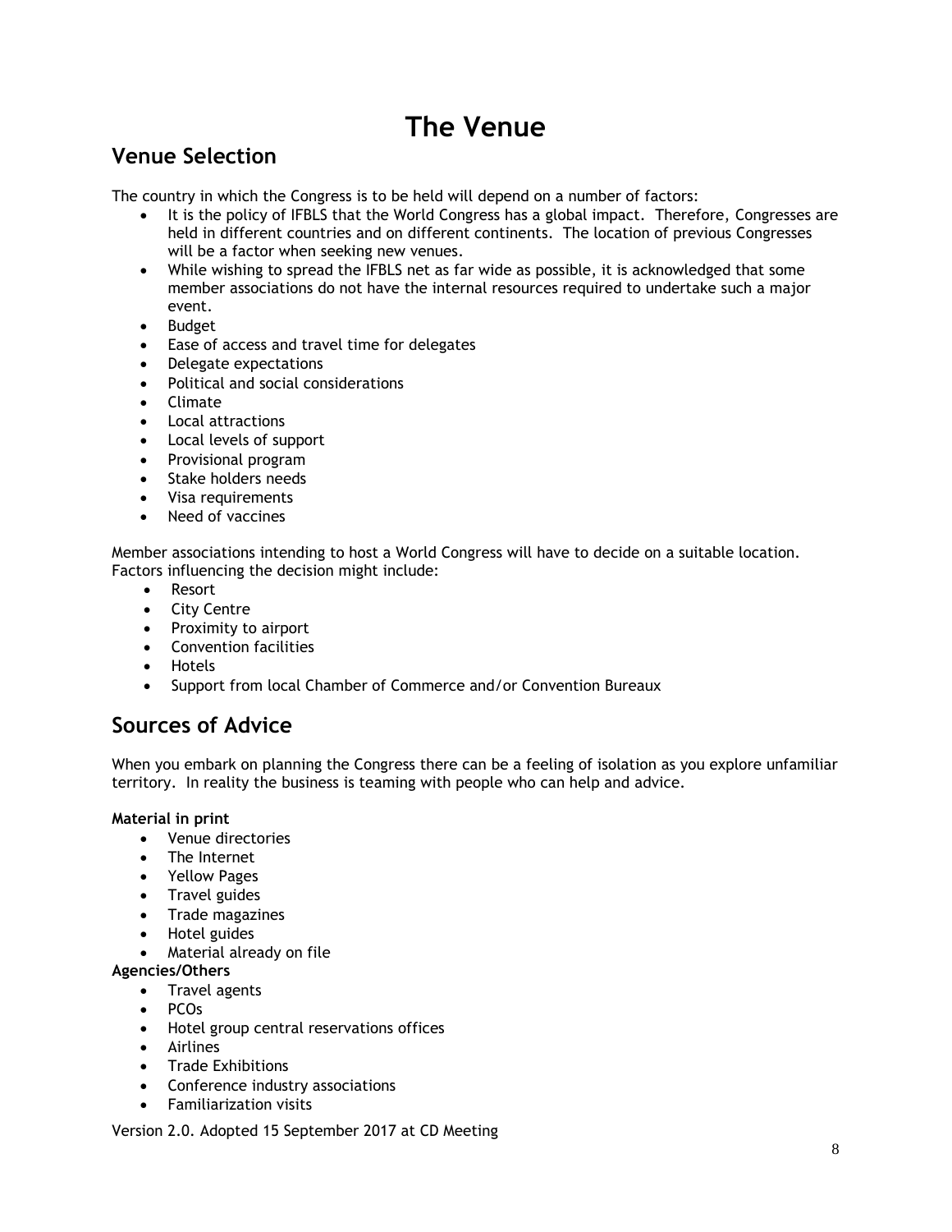# The Venue

## Venue Selection

The country in which the Congress is to be held will depend on a number of factors:

- It is the policy of IFBLS that the World Congress has a global impact. Therefore, Congresses are held in different countries and on different continents. The location of previous Congresses will be a factor when seeking new venues.
- While wishing to spread the IFBLS net as far wide as possible, it is acknowledged that some member associations do not have the internal resources required to undertake such a major event.
- Budget
- Ease of access and travel time for delegates
- Delegate expectations
- Political and social considerations
- Climate
- Local attractions
- Local levels of support
- Provisional program
- Stake holders needs
- Visa requirements
- Need of vaccines

Member associations intending to host a World Congress will have to decide on a suitable location. Factors influencing the decision might include:

- Resort
- City Centre
- Proximity to airport
- Convention facilities
- Hotels
- Support from local Chamber of Commerce and/or Convention Bureaux

## Sources of Advice

When you embark on planning the Congress there can be a feeling of isolation as you explore unfamiliar territory. In reality the business is teaming with people who can help and advice.

**Material in print**

- Venue directories
- The Internet
- Yellow Pages
- Travel guides
- Trade magazines
- Hotel guides
- Material already on file

**Agencies/Others**

- Travel agents
- PCOs
- Hotel group central reservations offices
- Airlines
- Trade Exhibitions
- Conference industry associations
- Familiarization visits

Version 2.0. Adopted 15 September 2017 at CD Meeting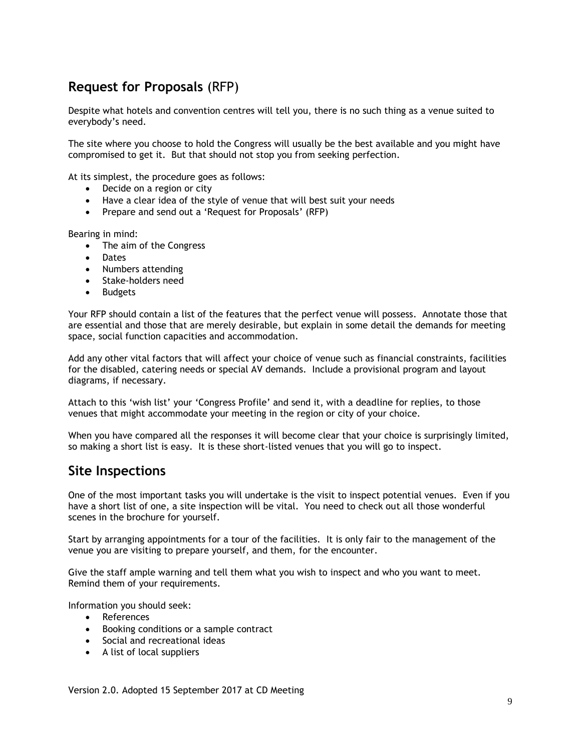## **Request for Proposals** (RFP)

Despite what hotels and convention centres will tell you, there is no such thing as a venue suited to everybody's need.

The site where you choose to hold the Congress will usually be the best available and you might have compromised to get it. But that should not stop you from seeking perfection.

At its simplest, the procedure goes as follows:

- Decide on a region or city
- Have a clear idea of the style of venue that will best suit your needs
- Prepare and send out a 'Request for Proposals' (RFP)

Bearing in mind:

- The aim of the Congress
- Dates
- Numbers attending
- Stake-holders need
- Budgets

Your RFP should contain a list of the features that the perfect venue will possess. Annotate those that are essential and those that are merely desirable, but explain in some detail the demands for meeting space, social function capacities and accommodation.

Add any other vital factors that will affect your choice of venue such as financial constraints, facilities for the disabled, catering needs or special AV demands. Include a provisional program and layout diagrams, if necessary.

Attach to this 'wish list' your 'Congress Profile' and send it, with a deadline for replies, to those venues that might accommodate your meeting in the region or city of your choice.

When you have compared all the responses it will become clear that your choice is surprisingly limited, so making a short list is easy. It is these short-listed venues that you will go to inspect.

## **Site Inspections**

One of the most important tasks you will undertake is the visit to inspect potential venues. Even if you have a short list of one, a site inspection will be vital. You need to check out all those wonderful scenes in the brochure for yourself.

Start by arranging appointments for a tour of the facilities. It is only fair to the management of the venue you are visiting to prepare yourself, and them, for the encounter.

Give the staff ample warning and tell them what you wish to inspect and who you want to meet. Remind them of your requirements.

Information you should seek:

- References
- Booking conditions or a sample contract
- Social and recreational ideas
- A list of local suppliers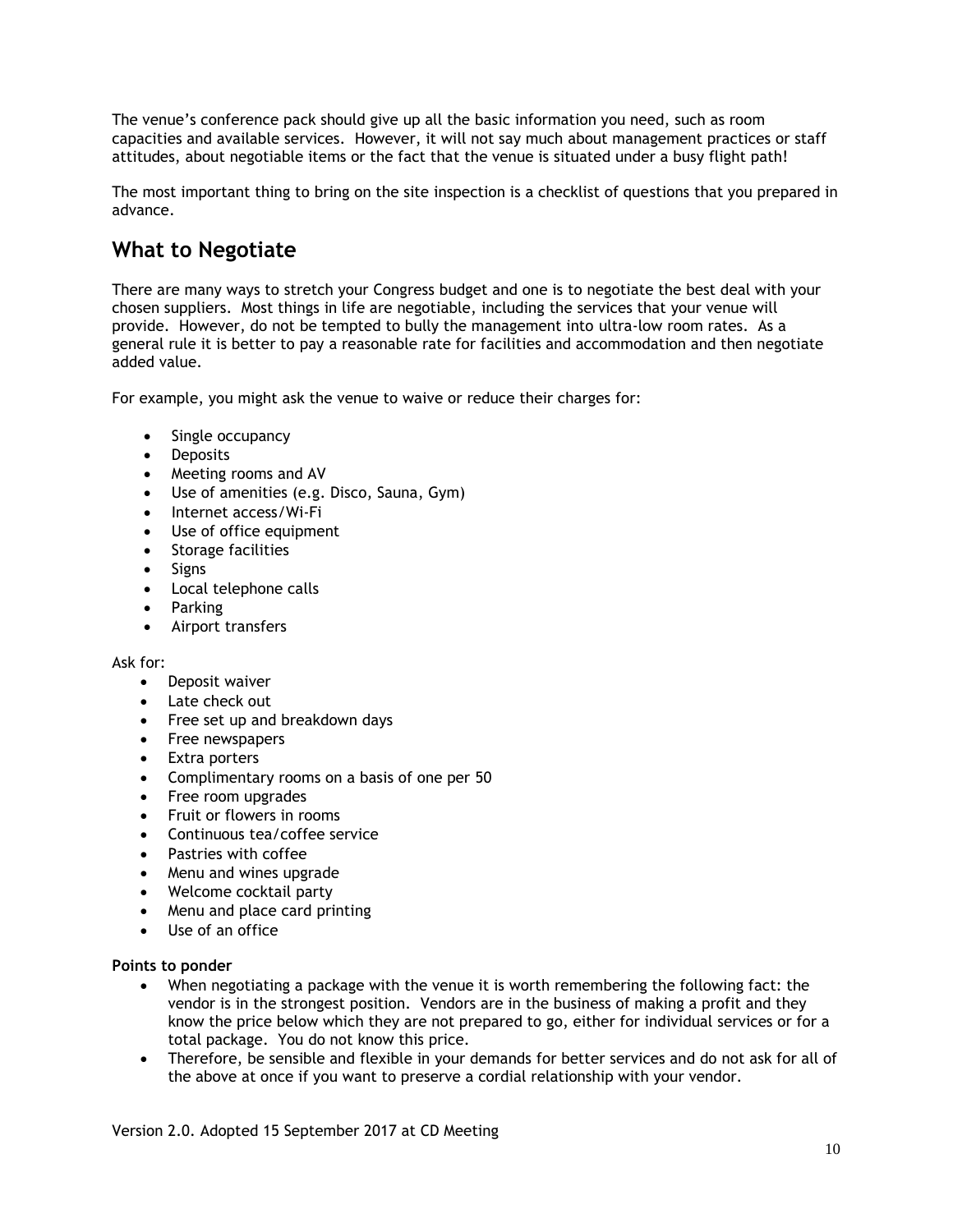The venue's conference pack should give up all the basic information you need, such as room capacities and available services. However, it will not say much about management practices or staff attitudes, about negotiable items or the fact that the venue is situated under a busy flight path!

The most important thing to bring on the site inspection is a checklist of questions that you prepared in advance.

## What to Negotiate

There are many ways to stretch your Congress budget and one is to negotiate the best deal with your chosen suppliers. Most things in life are negotiable, including the services that your venue will provide. However, do not be tempted to bully the management into ultra-low room rates. As a general rule it is better to pay a reasonable rate for facilities and accommodation and then negotiate added value.

For example, you might ask the venue to waive or reduce their charges for:

- Single occupancy
- Deposits
- Meeting rooms and AV
- Use of amenities (e.g. Disco, Sauna, Gym)
- Internet access/Wi-Fi
- Use of office equipment
- Storage facilities
- Signs
- Local telephone calls
- Parking
- Airport transfers

Ask for:

- Deposit waiver
- Late check out
- Free set up and breakdown days
- Free newspapers
- Extra porters
- Complimentary rooms on a basis of one per 50
- Free room upgrades
- Fruit or flowers in rooms
- Continuous tea/coffee service
- Pastries with coffee
- Menu and wines upgrade
- Welcome cocktail party
- Menu and place card printing
- Use of an office

**Points to ponder**

- When negotiating a package with the venue it is worth remembering the following fact: the vendor is in the strongest position. Vendors are in the business of making a profit and they know the price below which they are not prepared to go, either for individual services or for a total package. You do not know this price.
- Therefore, be sensible and flexible in your demands for better services and do not ask for all of the above at once if you want to preserve a cordial relationship with your vendor.

Version 2.0. Adopted 15 September 2017 at CD Meeting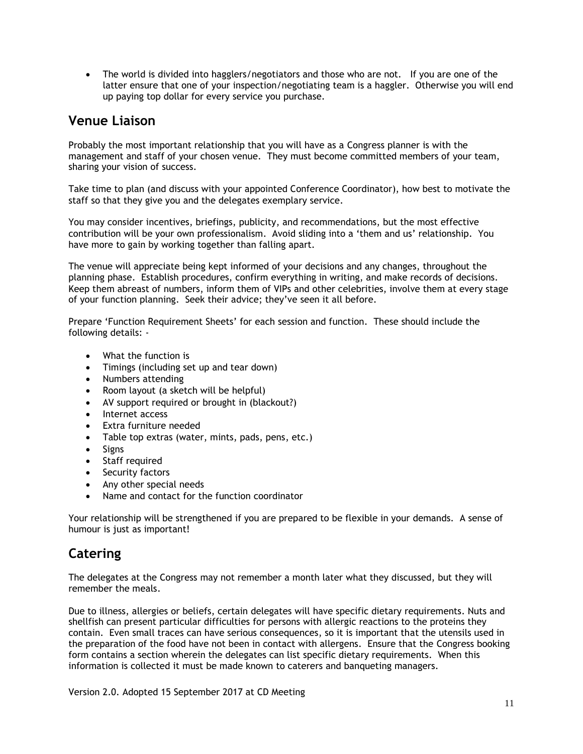- The world is divided into hagglers/negotiators and those who are not. If you are one of the latter ensure that one of your inspection/negotiating team is a haggler. Otherwise you will end up paying top dollar for every service you purchase.

## Venue Liaison

Probably the most important relationship that you will have as a Congress planner is with the management and staff of your chosen venue. They must become committed members of your team, sharing your vision of success.

Take time to plan (and discuss with your appointed Conference Coordinator), how best to motivate the staff so that they give you and the delegates exemplary service.

You may consider incentives, briefings, publicity, and recommendations, but the most effective contribution will be your own professionalism. Avoid sliding into a 'them and us' relationship. You have more to gain by working together than falling apart.

The venue will appreciate being kept informed of your decisions and any changes, throughout the planning phase. Establish procedures, confirm everything in writing, and make records of decisions. Keep them abreast of numbers, inform them of VIPs and other celebrities, involve them at every stage of your function planning. Seek their advice; they've seen it all before.

Prepare 'Function Requirement Sheets' for each session and function. These should include the following details: -

- What the function is
- Timings (including set up and tear down)
- Numbers attending
- Room layout (a sketch will be helpful)
- AV support required or brought in (blackout?)
- Internet access
- Extra furniture needed
- Table top extras (water, mints, pads, pens, etc.)
- Signs
- Staff required
- Security factors
- Any other special needs
- Name and contact for the function coordinator

Your relationship will be strengthened if you are prepared to be flexible in your demands. A sense of humour is just as important!

## Catering

The delegates at the Congress may not remember a month later what they discussed, but they will remember the meals.

Due to illness, allergies or beliefs, certain delegates will have specific dietary requirements. Nuts and shellfish can present particular difficulties for persons with allergic reactions to the proteins they contain. Even small traces can have serious consequences, so it is important that the utensils used in the preparation of the food have not been in contact with allergens. Ensure that the Congress booking form contains a section wherein the delegates can list specific dietary requirements. When this information is collected it must be made known to caterers and banqueting managers.

Version 2.0. Adopted 15 September 2017 at CD Meeting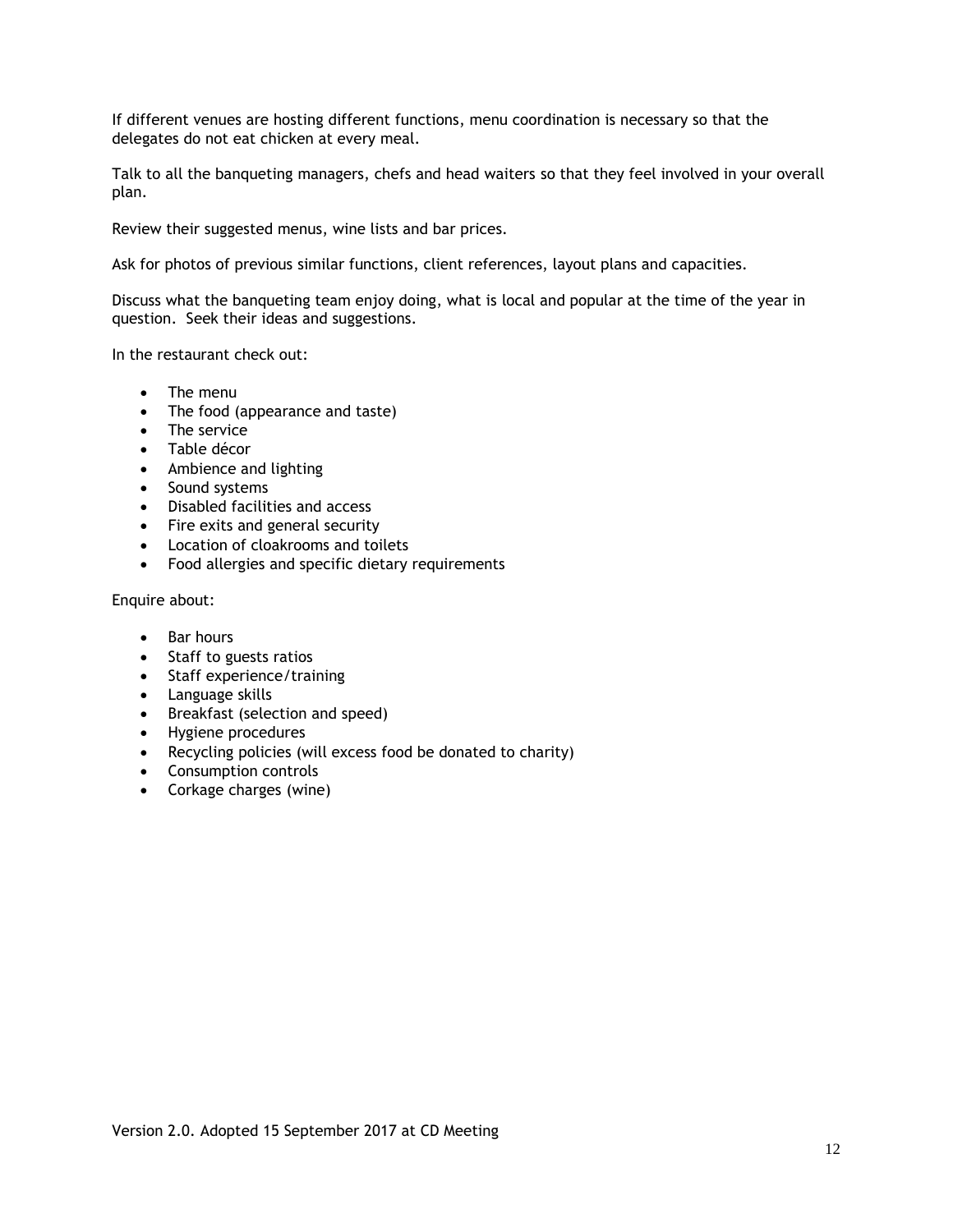If different venues are hosting different functions, menu coordination is necessary so that the delegates do not eat chicken at every meal.

Talk to all the banqueting managers, chefs and head waiters so that they feel involved in your overall plan.

Review their suggested menus, wine lists and bar prices.

Ask for photos of previous similar functions, client references, layout plans and capacities.

Discuss what the banqueting team enjoy doing, what is local and popular at the time of the year in question. Seek their ideas and suggestions.

In the restaurant check out:

- The menu
- The food (appearance and taste)
- The service
- Table décor
- Ambience and lighting
- Sound systems
- Disabled facilities and access
- Fire exits and general security
- Location of cloakrooms and toilets
- Food allergies and specific dietary requirements

Enquire about:

- Bar hours
- Staff to guests ratios
- Staff experience/training
- Language skills
- Breakfast (selection and speed)
- Hygiene procedures
- Recycling policies (will excess food be donated to charity)
- Consumption controls
- Corkage charges (wine)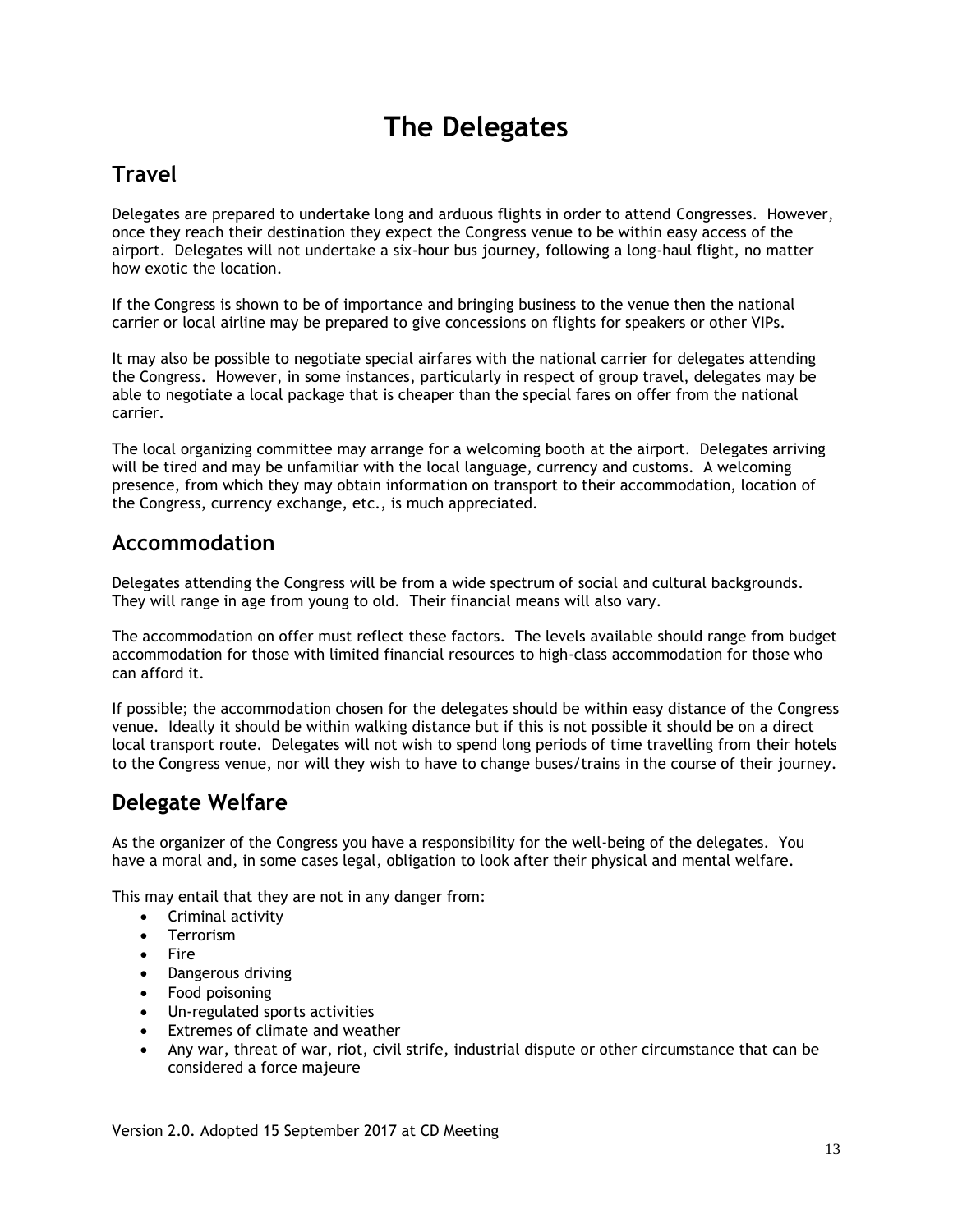# The Delegates

## Travel

Delegates are prepared to undertake long and arduous flights in order to attend Congresses. However, once they reach their destination they expect the Congress venue to be within easy access of the airport. Delegates will not undertake a six-hour bus journey, following a long-haul flight, no matter how exotic the location.

If the Congress is shown to be of importance and bringing business to the venue then the national carrier or local airline may be prepared to give concessions on flights for speakers or other VIPs.

It may also be possible to negotiate special airfares with the national carrier for delegates attending the Congress. However, in some instances, particularly in respect of group travel, delegates may be able to negotiate a local package that is cheaper than the special fares on offer from the national carrier.

The local organizing committee may arrange for a welcoming booth at the airport. Delegates arriving will be tired and may be unfamiliar with the local language, currency and customs. A welcoming presence, from which they may obtain information on transport to their accommodation, location of the Congress, currency exchange, etc., is much appreciated.

## Accommodation

Delegates attending the Congress will be from a wide spectrum of social and cultural backgrounds. They will range in age from young to old. Their financial means will also vary.

The accommodation on offer must reflect these factors. The levels available should range from budget accommodation for those with limited financial resources to high-class accommodation for those who can afford it.

If possible; the accommodation chosen for the delegates should be within easy distance of the Congress venue. Ideally it should be within walking distance but if this is not possible it should be on a direct local transport route. Delegates will not wish to spend long periods of time travelling from their hotels to the Congress venue, nor will they wish to have to change buses/trains in the course of their journey.

## Delegate Welfare

As the organizer of the Congress you have a responsibility for the well-being of the delegates. You have a moral and, in some cases legal, obligation to look after their physical and mental welfare.

This may entail that they are not in any danger from:

- Criminal activity
- Terrorism
- Fire
- Dangerous driving
- Food poisoning
- Un-regulated sports activities
- Extremes of climate and weather
- Any war, threat of war, riot, civil strife, industrial dispute or other circumstance that can be considered a force majeure

Version 2.0. Adopted 15 September 2017 at CD Meeting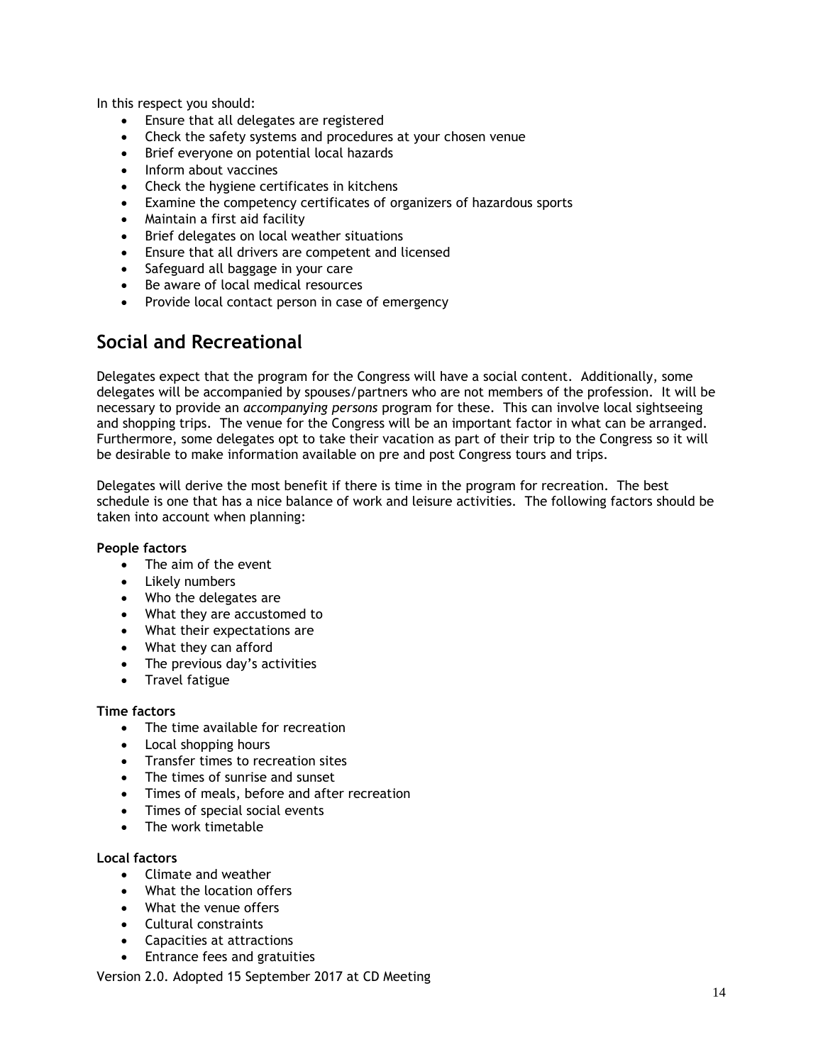In this respect you should:

- Ensure that all delegates are registered
- Check the safety systems and procedures at your chosen venue
- Brief everyone on potential local hazards
- Inform about vaccines
- Check the hygiene certificates in kitchens
- Examine the competency certificates of organizers of hazardous sports
- Maintain a first aid facility
- Brief delegates on local weather situations
- Ensure that all drivers are competent and licensed
- Safeguard all baggage in your care
- Be aware of local medical resources
- Provide local contact person in case of emergency

## Social and Recreational

Delegates expect that the program for the Congress will have a social content. Additionally, some delegates will be accompanied by spouses/partners who are not members of the profession. It will be necessary to provide an *accompanying persons* program for these. This can involve local sightseeing and shopping trips. The venue for the Congress will be an important factor in what can be arranged. Furthermore, some delegates opt to take their vacation as part of their trip to the Congress so it will be desirable to make information available on pre and post Congress tours and trips.

Delegates will derive the most benefit if there is time in the program for recreation. The best schedule is one that has a nice balance of work and leisure activities. The following factors should be taken into account when planning:

**People factors**

- The aim of the event
- Likely numbers
- Who the delegates are
- What they are accustomed to
- What their expectations are
- What they can afford
- The previous day's activities
- Travel fatigue

**Time factors**

- The time available for recreation
- Local shopping hours
- Transfer times to recreation sites
- The times of sunrise and sunset
- Times of meals, before and after recreation
- Times of special social events
- The work timetable

**Local factors**

- Climate and weather
- What the location offers
- What the venue offers
- Cultural constraints
- Capacities at attractions
- Entrance fees and gratuities

Version 2.0. Adopted 15 September 2017 at CD Meeting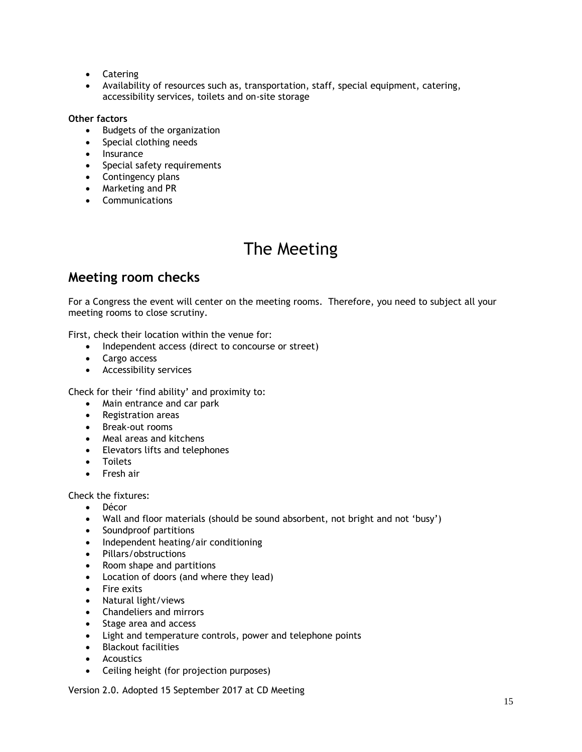- Catering
- Availability of resources such as, transportation, staff, special equipment, catering, accessibility services, toilets and on-site storage

**Other factors**

- Budgets of the organization
- Special clothing needs
- Insurance
- Special safety requirements
- Contingency plans
- Marketing and PR
- Communications

# The Meeting

## Meeting room checks

For a Congress the event will center on the meeting rooms. Therefore, you need to subject all your meeting rooms to close scrutiny.

First, check their location within the venue for:

- Independent access (direct to concourse or street)
- Cargo access
- Accessibility services

Check for their 'find ability' and proximity to:

- Main entrance and car park
- Registration areas
- Break-out rooms
- Meal areas and kitchens
- Elevators lifts and telephones
- Toilets
- Fresh air

Check the fixtures:

- Décor
- Wall and floor materials (should be sound absorbent, not bright and not 'busy')
- Soundproof partitions
- Independent heating/air conditioning
- Pillars/obstructions
- Room shape and partitions
- Location of doors (and where they lead)
- Fire exits
- Natural light/views
- Chandeliers and mirrors
- Stage area and access
- Light and temperature controls, power and telephone points
- Blackout facilities
- Acoustics
- Ceiling height (for projection purposes)

Version 2.0. Adopted 15 September 2017 at CD Meeting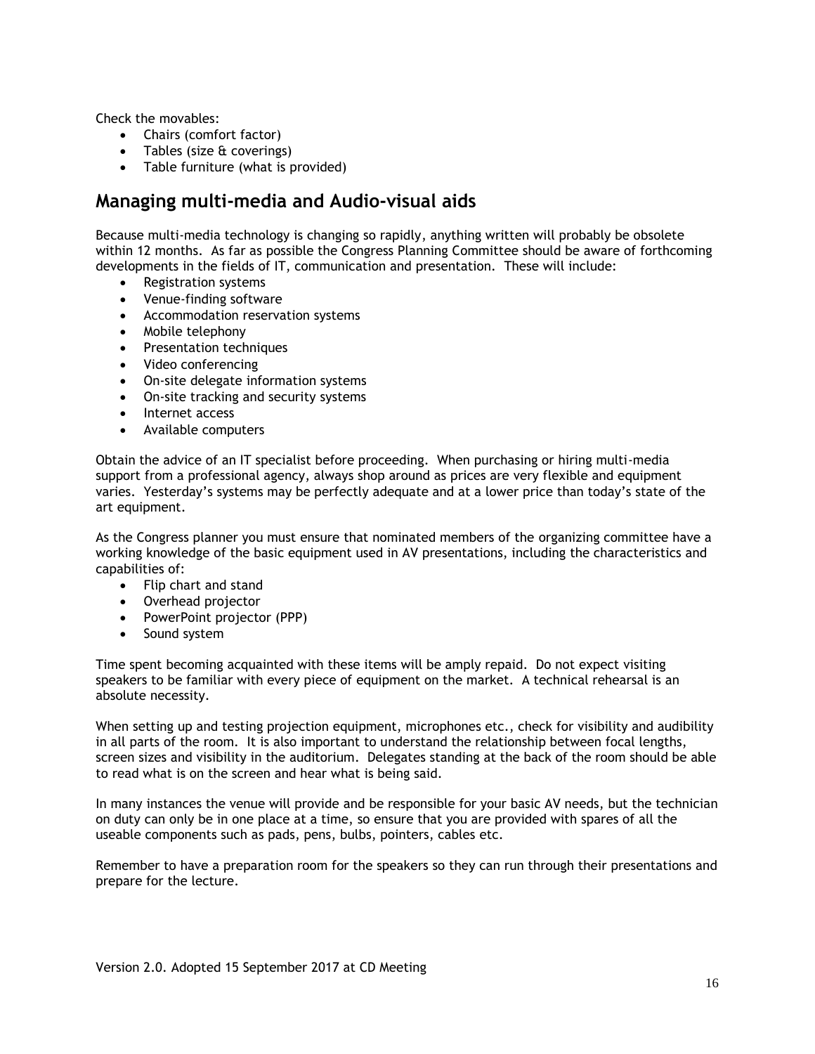Check the movables:

- Chairs (comfort factor)
- Tables (size & coverings)
- Table furniture (what is provided)

## Managing multi-media and Audio-visual aids

Because multi-media technology is changing so rapidly, anything written will probably be obsolete within 12 months. As far as possible the Congress Planning Committee should be aware of forthcoming developments in the fields of IT, communication and presentation. These will include:

- Registration systems
- Venue-finding software
- Accommodation reservation systems
- Mobile telephony
- Presentation techniques
- Video conferencing
- On-site delegate information systems
- On-site tracking and security systems
- Internet access
- Available computers

Obtain the advice of an IT specialist before proceeding. When purchasing or hiring multi-media support from a professional agency, always shop around as prices are very flexible and equipment varies. Yesterday's systems may be perfectly adequate and at a lower price than today's state of the art equipment.

As the Congress planner you must ensure that nominated members of the organizing committee have a working knowledge of the basic equipment used in AV presentations, including the characteristics and capabilities of:

- Flip chart and stand
- Overhead projector
- PowerPoint projector (PPP)
- Sound system

Time spent becoming acquainted with these items will be amply repaid. Do not expect visiting speakers to be familiar with every piece of equipment on the market. A technical rehearsal is an absolute necessity.

When setting up and testing projection equipment, microphones etc., check for visibility and audibility in all parts of the room. It is also important to understand the relationship between focal lengths, screen sizes and visibility in the auditorium. Delegates standing at the back of the room should be able to read what is on the screen and hear what is being said.

In many instances the venue will provide and be responsible for your basic AV needs, but the technician on duty can only be in one place at a time, so ensure that you are provided with spares of all the useable components such as pads, pens, bulbs, pointers, cables etc.

Remember to have a preparation room for the speakers so they can run through their presentations and prepare for the lecture.

Version 2.0. Adopted 15 September 2017 at CD Meeting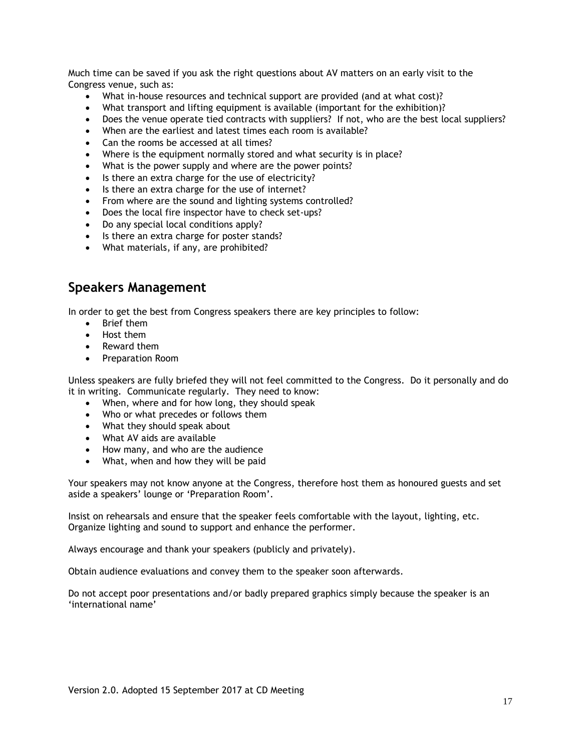Much time can be saved if you ask the right questions about AV matters on an early visit to the Congress venue, such as:

- What in-house resources and technical support are provided (and at what cost)?
- What transport and lifting equipment is available (important for the exhibition)?
- Does the venue operate tied contracts with suppliers? If not, who are the best local suppliers?
- When are the earliest and latest times each room is available?
- Can the rooms be accessed at all times?
- Where is the equipment normally stored and what security is in place?
- What is the power supply and where are the power points?
- Is there an extra charge for the use of electricity?
- Is there an extra charge for the use of internet?
- From where are the sound and lighting systems controlled?
- Does the local fire inspector have to check set-ups?
- Do any special local conditions apply?
- Is there an extra charge for poster stands?
- What materials, if any, are prohibited?

## Speakers Management

In order to get the best from Congress speakers there are key principles to follow:

- Brief them
- Host them
- Reward them
- Preparation Room

Unless speakers are fully briefed they will not feel committed to the Congress. Do it personally and do it in writing. Communicate regularly. They need to know:

- When, where and for how long, they should speak
- Who or what precedes or follows them
- What they should speak about
- What AV aids are available
- How many, and who are the audience
- What, when and how they will be paid

Your speakers may not know anyone at the Congress, therefore host them as honoured guests and set aside a speakers' lounge or 'Preparation Room'.

Insist on rehearsals and ensure that the speaker feels comfortable with the layout, lighting, etc. Organize lighting and sound to support and enhance the performer.

Always encourage and thank your speakers (publicly and privately).

Obtain audience evaluations and convey them to the speaker soon afterwards.

Do not accept poor presentations and/or badly prepared graphics simply because the speaker is an 'international name'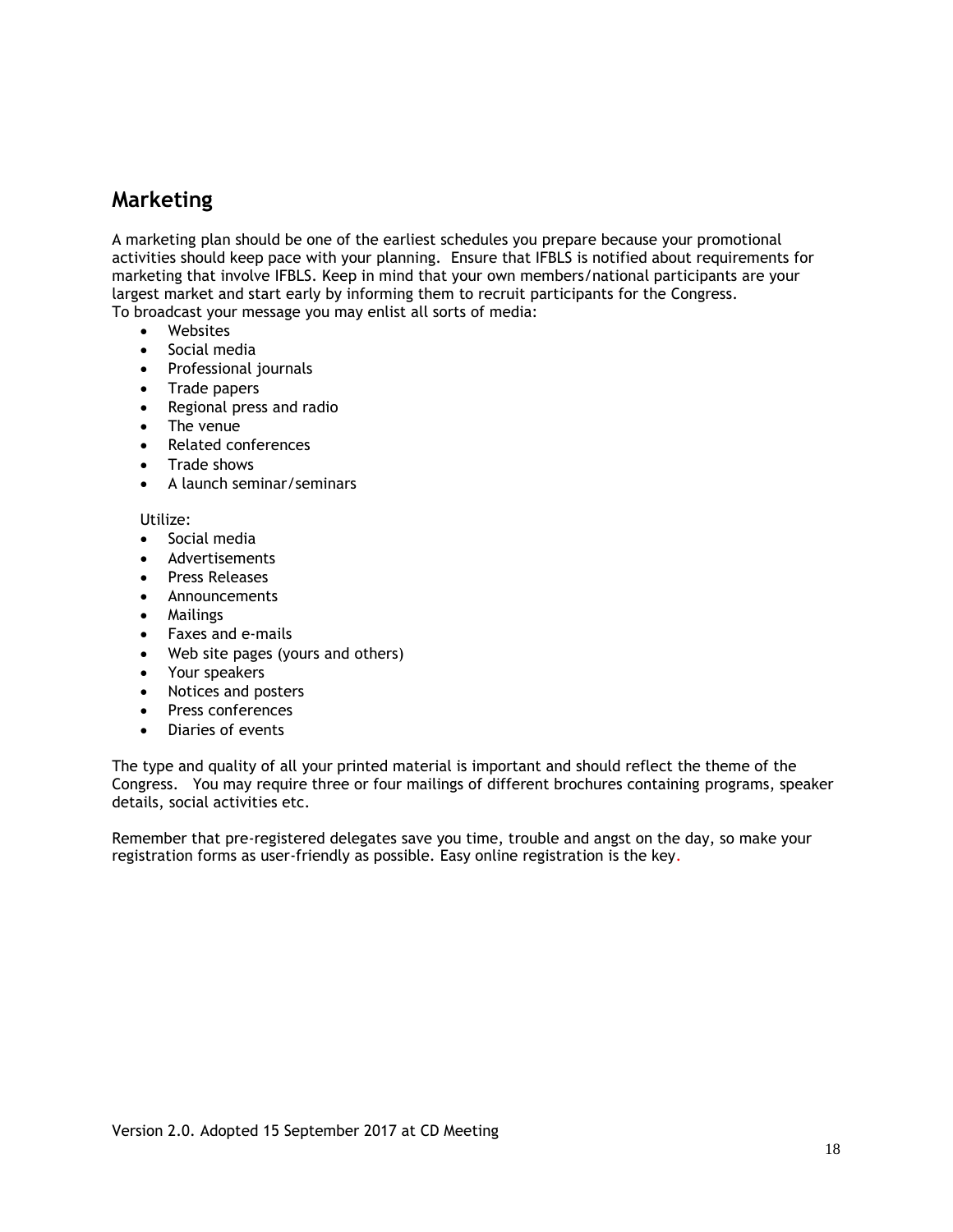## Marketing

A marketing plan should be one of the earliest schedules you prepare because your promotional activities should keep pace with your planning. Ensure that IFBLS is notified about requirements for marketing that involve IFBLS. Keep in mind that your own members/national participants are your largest market and start early by informing them to recruit participants for the Congress.
To broadcast your message you may enlist all sorts of media:

- Websites
- Social media
- Professional journals
- Trade papers
- Regional press and radio
- The venue
- Related conferences
- Trade shows
- A launch seminar/seminars

Utilize:

- Social media
- Advertisements
- Press Releases
- Announcements
- Mailings
- Faxes and e-mails
- Web site pages (yours and others)
- Your speakers
- Notices and posters
- Press conferences
- Diaries of events

The type and quality of all your printed material is important and should reflect the theme of the Congress. You may require three or four mailings of different brochures containing programs, speaker details, social activities etc.

Remember that pre-registered delegates save you time, trouble and angst on the day, so make your registration forms as user-friendly as possible. Easy online registration is the key.

Version 2.0. Adopted 15 September 2017 at CD Meeting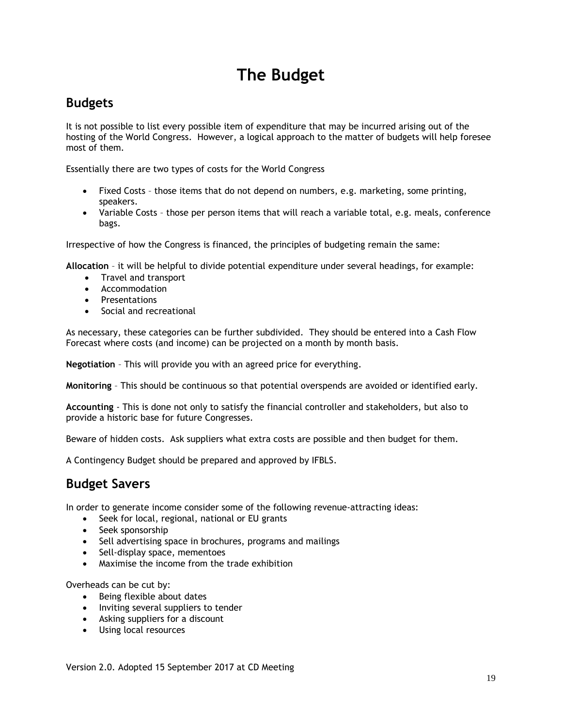# The Budget

## Budgets

It is not possible to list every possible item of expenditure that may be incurred arising out of the hosting of the World Congress. However, a logical approach to the matter of budgets will help foresee most of them.

Essentially there are two types of costs for the World Congress

- Fixed Costs – those items that do not depend on numbers, e.g. marketing, some printing, speakers.
- Variable Costs – those per person items that will reach a variable total, e.g. meals, conference bags.

Irrespective of how the Congress is financed, the principles of budgeting remain the same:

**Allocation** – it will be helpful to divide potential expenditure under several headings, for example:

- Travel and transport
- Accommodation
- Presentations
- Social and recreational

As necessary, these categories can be further subdivided. They should be entered into a Cash Flow Forecast where costs (and income) can be projected on a month by month basis.

**Negotiation** – This will provide you with an agreed price for everything.

**Monitoring** – This should be continuous so that potential overspends are avoided or identified early.

**Accounting** - This is done not only to satisfy the financial controller and stakeholders, but also to provide a historic base for future Congresses.

Beware of hidden costs. Ask suppliers what extra costs are possible and then budget for them.

A Contingency Budget should be prepared and approved by IFBLS.

## Budget Savers

In order to generate income consider some of the following revenue-attracting ideas:

- Seek for local, regional, national or EU grants
- Seek sponsorship
- Sell advertising space in brochures, programs and mailings
- Sell-display space, mementoes
- Maximise the income from the trade exhibition

Overheads can be cut by:

- Being flexible about dates
- Inviting several suppliers to tender
- Asking suppliers for a discount
- Using local resources

Version 2.0. Adopted 15 September 2017 at CD Meeting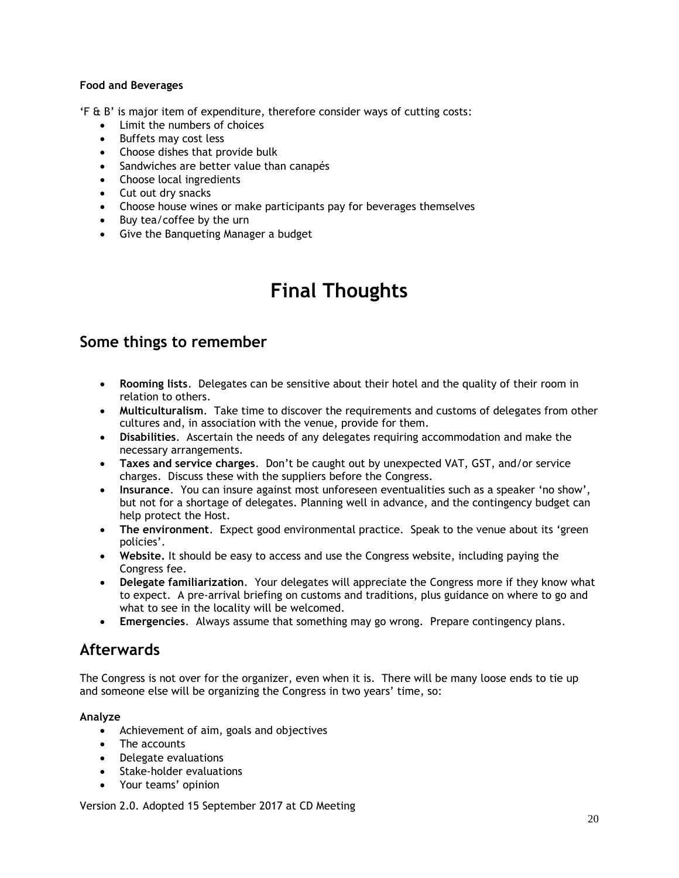**Food and Beverages**

'F & B' is major item of expenditure, therefore consider ways of cutting costs:

- Limit the numbers of choices
- Buffets may cost less
- Choose dishes that provide bulk
- Sandwiches are better value than canapés
- Choose local ingredients
- Cut out dry snacks
- Choose house wines or make participants pay for beverages themselves
- Buy tea/coffee by the urn
- Give the Banqueting Manager a budget

# Final Thoughts

## Some things to remember

- **Rooming lists**. Delegates can be sensitive about their hotel and the quality of their room in relation to others.
- **Multiculturalism**. Take time to discover the requirements and customs of delegates from other cultures and, in association with the venue, provide for them.
- **Disabilities**. Ascertain the needs of any delegates requiring accommodation and make the necessary arrangements.
- **Taxes and service charges**. Don't be caught out by unexpected VAT, GST, and/or service charges. Discuss these with the suppliers before the Congress.
- **Insurance**. You can insure against most unforeseen eventualities such as a speaker 'no show', but not for a shortage of delegates. Planning well in advance, and the contingency budget can help protect the Host.
- **The environment**. Expect good environmental practice. Speak to the venue about its 'green policies'.
- **Website.** It should be easy to access and use the Congress website, including paying the Congress fee.
- **Delegate familiarization**. Your delegates will appreciate the Congress more if they know what to expect. A pre-arrival briefing on customs and traditions, plus guidance on where to go and what to see in the locality will be welcomed.
- **Emergencies**. Always assume that something may go wrong. Prepare contingency plans.

## Afterwards

The Congress is not over for the organizer, even when it is. There will be many loose ends to tie up and someone else will be organizing the Congress in two years' time, so:

**Analyze**

- Achievement of aim, goals and objectives
- The accounts
- Delegate evaluations
- Stake-holder evaluations
- Your teams' opinion

Version 2.0. Adopted 15 September 2017 at CD Meeting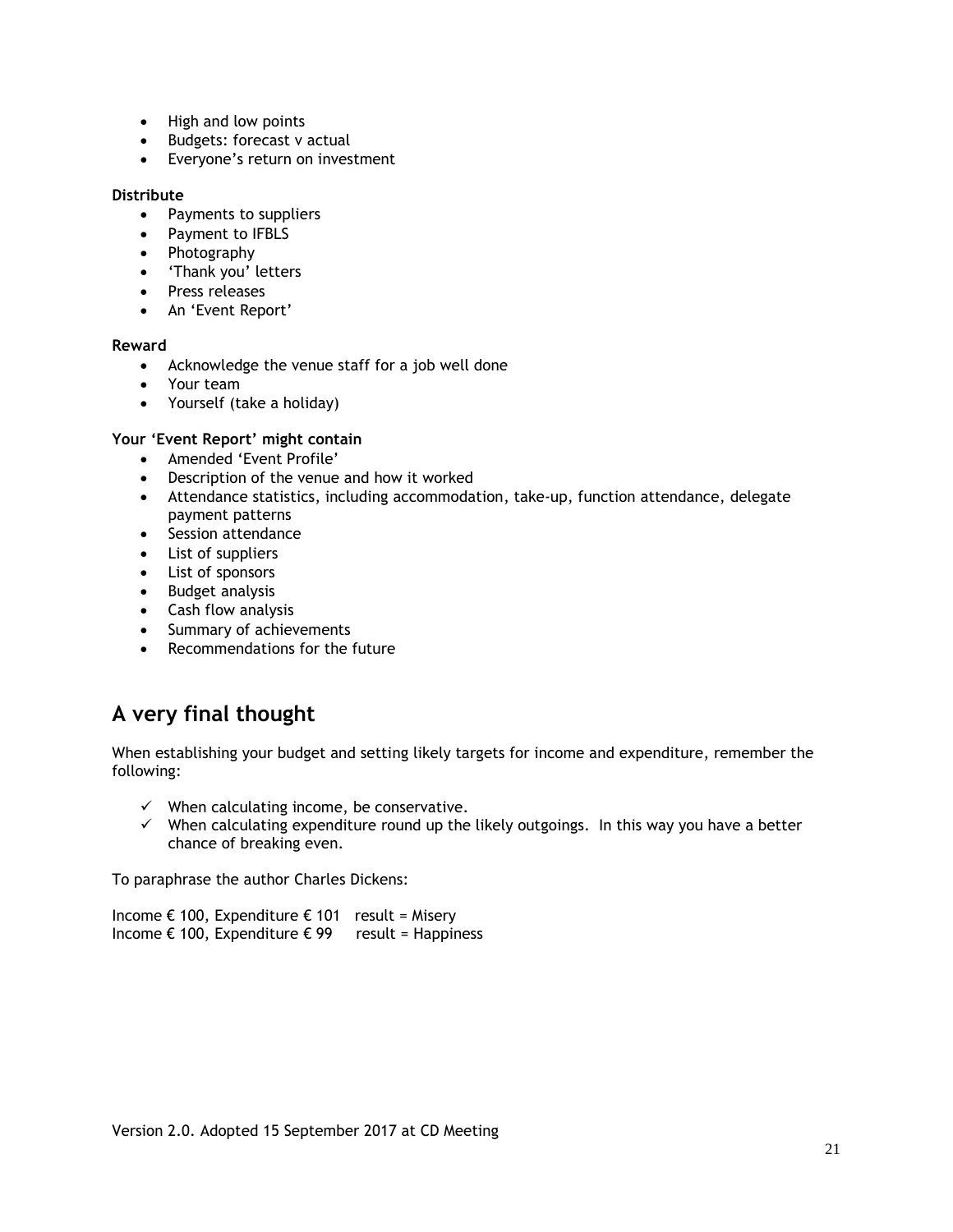- High and low points
- Budgets: forecast v actual
- Everyone's return on investment

**Distribute**

- Payments to suppliers
- Payment to IFBLS
- Photography
- 'Thank you' letters
- Press releases
- An 'Event Report'

**Reward**

- Acknowledge the venue staff for a job well done
- Your team
- Yourself (take a holiday)

**Your 'Event Report' might contain**

- Amended 'Event Profile'
- Description of the venue and how it worked
- Attendance statistics, including accommodation, take-up, function attendance, delegate payment patterns
- Session attendance
- List of suppliers
- List of sponsors
- Budget analysis
- Cash flow analysis
- Summary of achievements
- Recommendations for the future

## A very final thought

When establishing your budget and setting likely targets for income and expenditure, remember the following:

- ✓ When calculating income, be conservative.
- ✓ When calculating expenditure round up the likely outgoings. In this way you have a better chance of breaking even.

To paraphrase the author Charles Dickens:

Income € 100, Expenditure € 101 result = Misery
Income € 100, Expenditure € 99 result = Happiness

Version 2.0. Adopted 15 September 2017 at CD Meeting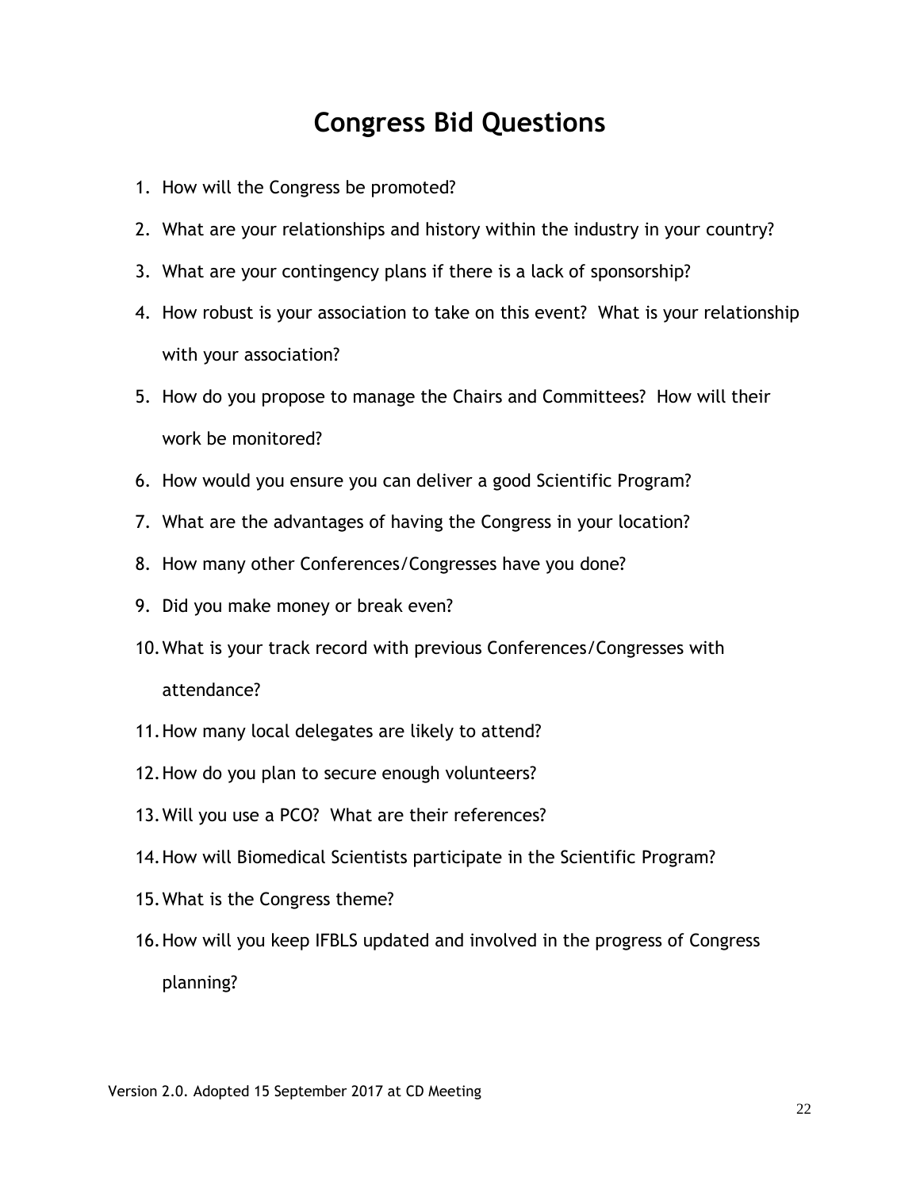# Congress Bid Questions

1. How will the Congress be promoted?
2. What are your relationships and history within the industry in your country?
3. What are your contingency plans if there is a lack of sponsorship?
4. How robust is your association to take on this event? What is your relationship with your association?
5. How do you propose to manage the Chairs and Committees? How will their work be monitored?
6. How would you ensure you can deliver a good Scientific Program?
7. What are the advantages of having the Congress in your location?
8. How many other Conferences/Congresses have you done?
9. Did you make money or break even?
10. What is your track record with previous Conferences/Congresses with attendance?
11. How many local delegates are likely to attend?
12. How do you plan to secure enough volunteers?
13. Will you use a PCO? What are their references?
14. How will Biomedical Scientists participate in the Scientific Program?
15. What is the Congress theme?
16. How will you keep IFBLS updated and involved in the progress of Congress planning?

Version 2.0. Adopted 15 September 2017 at CD Meeting